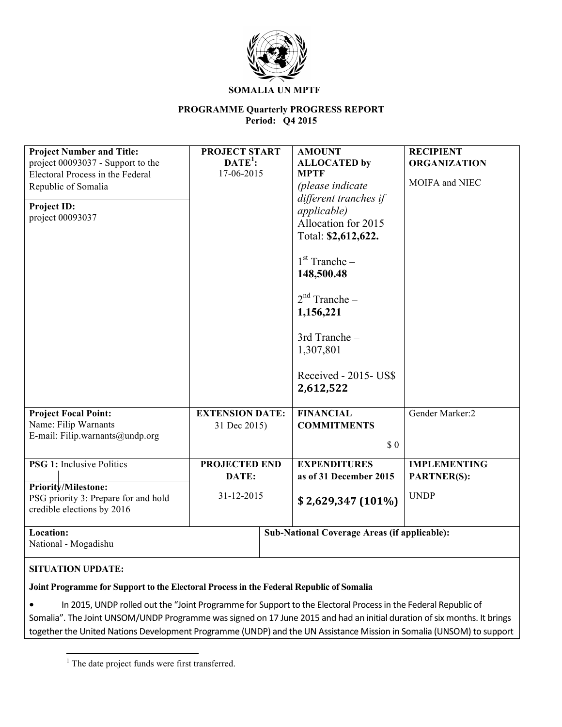**SOMALIA UN MPTF**

**PROGRAMME Quarterly PROGRESS REPORT**
**Period: Q4 2015**

| **Project Number and Title:** project 00093037 - Support to the Electoral Process in the Federal Republic of Somalia<br><br>**Project ID:** project 00093037 | **PROJECT START DATE[1]:** 17-06-2015 | **AMOUNT ALLOCATED by MPTF** *(please indicate different tranches if applicable)*<br>Allocation for 2015 Total: **$2,612,622.**<br><br>1st Tranche – **148,500.48**<br><br>2nd Tranche – **1,156,221**<br><br>3rd Tranche – 1,307,801<br><br>Received - 2015- US$ **2,612,522** | **RECIPIENT ORGANIZATION**<br>MOIFA and NIEC |
|---|---|---|---|
| **Project Focal Point:**<br>Name: Filip Warnants<br>E-mail: Filip.warnants@undp.org | **EXTENSION DATE:** 31 Dec 2015) | **FINANCIAL COMMITMENTS**<br>$ 0 | Gender Marker:2 |
| **PSG 1:** Inclusive Politics<br><br>**Priority/Milestone:** PSG priority 3: Prepare for and hold credible elections by 2016 | **PROJECTED END DATE:** 31-12-2015 | **EXPENDITURES as of 31 December 2015**<br>**$ 2,629,347 (101%)** | **IMPLEMENTING PARTNER(S):**<br>UNDP |
| **Location:** National - Mogadishu | **Sub-National Coverage Areas (if applicable):** | | |

**SITUATION UPDATE:**

**Joint Programme for Support to the Electoral Process in the Federal Republic of Somalia**

- In 2015, UNDP rolled out the "Joint Programme for Support to the Electoral Process in the Federal Republic of Somalia". The Joint UNSOM/UNDP Programme was signed on 17 June 2015 and had an initial duration of six months. It brings together the United Nations Development Programme (UNDP) and the UN Assistance Mission in Somalia (UNSOM) to support

[1] The date project funds were first transferred.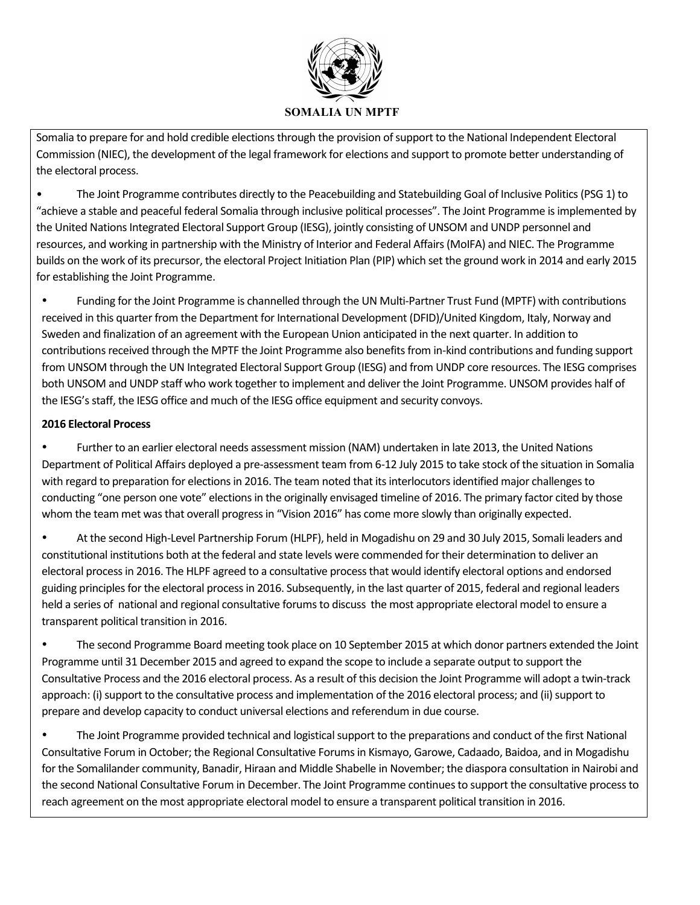Somalia to prepare for and hold credible elections through the provision of support to the National Independent Electoral Commission (NIEC), the development of the legal framework for elections and support to promote better understanding of the electoral process.

- The Joint Programme contributes directly to the Peacebuilding and Statebuilding Goal of Inclusive Politics (PSG 1) to "achieve a stable and peaceful federal Somalia through inclusive political processes". The Joint Programme is implemented by the United Nations Integrated Electoral Support Group (IESG), jointly consisting of UNSOM and UNDP personnel and resources, and working in partnership with the Ministry of Interior and Federal Affairs (MoIFA) and NIEC. The Programme builds on the work of its precursor, the electoral Project Initiation Plan (PIP) which set the ground work in 2014 and early 2015 for establishing the Joint Programme.

- Funding for the Joint Programme is channelled through the UN Multi-Partner Trust Fund (MPTF) with contributions received in this quarter from the Department for International Development (DFID)/United Kingdom, Italy, Norway and Sweden and finalization of an agreement with the European Union anticipated in the next quarter. In addition to contributions received through the MPTF the Joint Programme also benefits from in-kind contributions and funding support from UNSOM through the UN Integrated Electoral Support Group (IESG) and from UNDP core resources. The IESG comprises both UNSOM and UNDP staff who work together to implement and deliver the Joint Programme. UNSOM provides half of the IESG's staff, the IESG office and much of the IESG office equipment and security convoys.

**2016 Electoral Process**

- Further to an earlier electoral needs assessment mission (NAM) undertaken in late 2013, the United Nations Department of Political Affairs deployed a pre-assessment team from 6-12 July 2015 to take stock of the situation in Somalia with regard to preparation for elections in 2016. The team noted that its interlocutors identified major challenges to conducting "one person one vote" elections in the originally envisaged timeline of 2016. The primary factor cited by those whom the team met was that overall progress in "Vision 2016" has come more slowly than originally expected.

- At the second High-Level Partnership Forum (HLPF), held in Mogadishu on 29 and 30 July 2015, Somali leaders and constitutional institutions both at the federal and state levels were commended for their determination to deliver an electoral process in 2016. The HLPF agreed to a consultative process that would identify electoral options and endorsed guiding principles for the electoral process in 2016. Subsequently, in the last quarter of 2015, federal and regional leaders held a series of national and regional consultative forums to discuss the most appropriate electoral model to ensure a transparent political transition in 2016.

- The second Programme Board meeting took place on 10 September 2015 at which donor partners extended the Joint Programme until 31 December 2015 and agreed to expand the scope to include a separate output to support the Consultative Process and the 2016 electoral process. As a result of this decision the Joint Programme will adopt a twin-track approach: (i) support to the consultative process and implementation of the 2016 electoral process; and (ii) support to prepare and develop capacity to conduct universal elections and referendum in due course.

- The Joint Programme provided technical and logistical support to the preparations and conduct of the first National Consultative Forum in October; the Regional Consultative Forums in Kismayo, Garowe, Cadaado, Baidoa, and in Mogadishu for the Somalilander community, Banadir, Hiraan and Middle Shabelle in November; the diaspora consultation in Nairobi and the second National Consultative Forum in December. The Joint Programme continues to support the consultative process to reach agreement on the most appropriate electoral model to ensure a transparent political transition in 2016.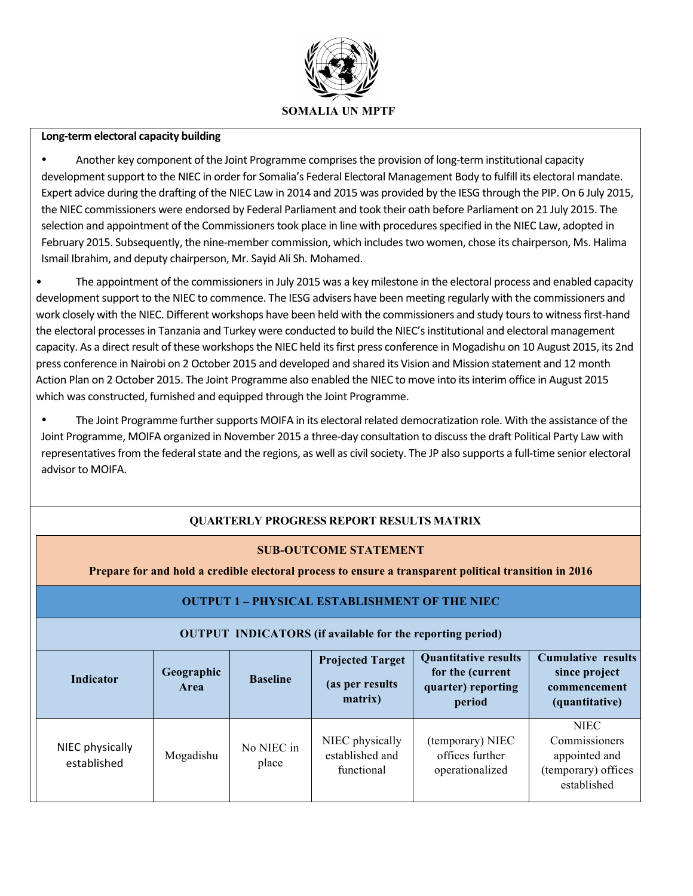**Long-term electoral capacity building**

- Another key component of the Joint Programme comprises the provision of long-term institutional capacity development support to the NIEC in order for Somalia's Federal Electoral Management Body to fulfill its electoral mandate. Expert advice during the drafting of the NIEC Law in 2014 and 2015 was provided by the IESG through the PIP. On 6 July 2015, the NIEC commissioners were endorsed by Federal Parliament and took their oath before Parliament on 21 July 2015. The selection and appointment of the Commissioners took place in line with procedures specified in the NIEC Law, adopted in February 2015. Subsequently, the nine-member commission, which includes two women, chose its chairperson, Ms. Halima Ismail Ibrahim, and deputy chairperson, Mr. Sayid Ali Sh. Mohamed.

- The appointment of the commissioners in July 2015 was a key milestone in the electoral process and enabled capacity development support to the NIEC to commence. The IESG advisers have been meeting regularly with the commissioners and work closely with the NIEC. Different workshops have been held with the commissioners and study tours to witness first-hand the electoral processes in Tanzania and Turkey were conducted to build the NIEC's institutional and electoral management capacity. As a direct result of these workshops the NIEC held its first press conference in Mogadishu on 10 August 2015, its 2nd press conference in Nairobi on 2 October 2015 and developed and shared its Vision and Mission statement and 12 month Action Plan on 2 October 2015. The Joint Programme also enabled the NIEC to move into its interim office in August 2015 which was constructed, furnished and equipped through the Joint Programme.

- The Joint Programme further supports MOIFA in its electoral related democratization role. With the assistance of the Joint Programme, MOIFA organized in November 2015 a three-day consultation to discuss the draft Political Party Law with representatives from the federal state and the regions, as well as civil society. The JP also supports a full-time senior electoral advisor to MOIFA.

**QUARTERLY PROGRESS REPORT RESULTS MATRIX**

**SUB-OUTCOME STATEMENT**

**Prepare for and hold a credible electoral process to ensure a transparent political transition in 2016**

**OUTPUT 1 – PHYSICAL ESTABLISHMENT OF THE NIEC**

**OUTPUT INDICATORS (if available for the reporting period)**

| Indicator | Geographic Area | Baseline | Projected Target (as per results matrix) | Quantitative results for the (current quarter) reporting period | Cumulative results since project commencement (quantitative) |
|---|---|---|---|---|---|
| NIEC physically established | Mogadishu | No NIEC in place | NIEC physically established and functional | (temporary) NIEC offices further operationalized | NIEC Commissioners appointed and (temporary) offices established |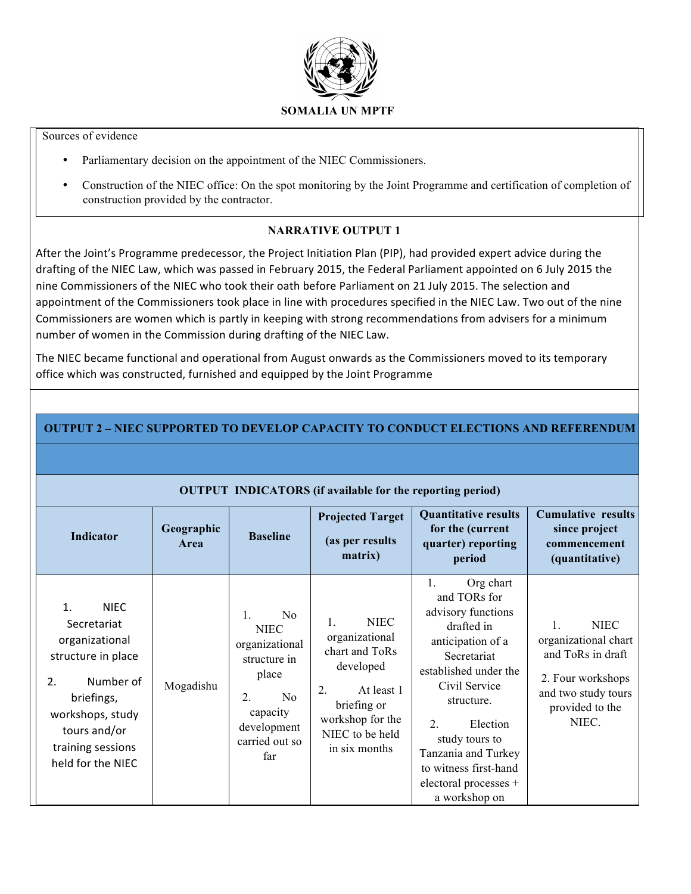**SOMALIA UN MPTF**

Sources of evidence

- Parliamentary decision on the appointment of the NIEC Commissioners.
- Construction of the NIEC office: On the spot monitoring by the Joint Programme and certification of completion of construction provided by the contractor.

**NARRATIVE OUTPUT 1**

After the Joint's Programme predecessor, the Project Initiation Plan (PIP), had provided expert advice during the drafting of the NIEC Law, which was passed in February 2015, the Federal Parliament appointed on 6 July 2015 the nine Commissioners of the NIEC who took their oath before Parliament on 21 July 2015. The selection and appointment of the Commissioners took place in line with procedures specified in the NIEC Law. Two out of the nine Commissioners are women which is partly in keeping with strong recommendations from advisers for a minimum number of women in the Commission during drafting of the NIEC Law.

The NIEC became functional and operational from August onwards as the Commissioners moved to its temporary office which was constructed, furnished and equipped by the Joint Programme

**OUTPUT 2 – NIEC SUPPORTED TO DEVELOP CAPACITY TO CONDUCT ELECTIONS AND REFERENDUM**

**OUTPUT INDICATORS (if available for the reporting period)**

| Indicator | Geographic Area | Baseline | Projected Target (as per results matrix) | Quantitative results for the (current quarter) reporting period | Cumulative results since project commencement (quantitative) |
|---|---|---|---|---|---|
| 1. NIEC Secretariat organizational structure in place<br>2. Number of briefings, workshops, study tours and/or training sessions held for the NIEC | Mogadishu | 1. No NIEC organizational structure in place<br>2. No capacity development carried out so far | 1. NIEC organizational chart and ToRs developed<br>2. At least 1 briefing or workshop for the NIEC to be held in six months | 1. Org chart and TORs for advisory functions drafted in anticipation of a Secretariat established under the Civil Service structure.<br>2. Election study tours to Tanzania and Turkey to witness first-hand electoral processes + a workshop on | 1. NIEC organizational chart and ToRs in draft<br>2. Four workshops and two study tours provided to the NIEC. |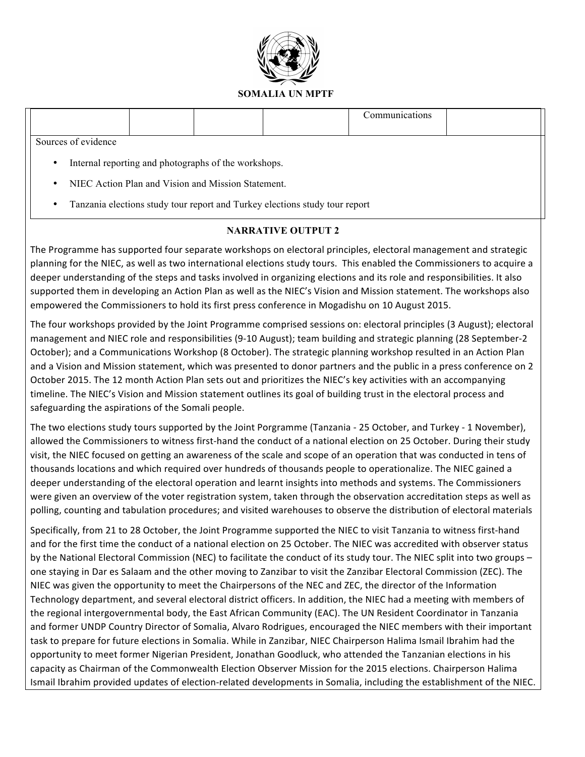**SOMALIA UN MPTF**

| | | | | | |
|---|---|---|---|---|---|
| | | | | Communications | |

Sources of evidence

- Internal reporting and photographs of the workshops.
- NIEC Action Plan and Vision and Mission Statement.
- Tanzania elections study tour report and Turkey elections study tour report

**NARRATIVE OUTPUT 2**

The Programme has supported four separate workshops on electoral principles, electoral management and strategic planning for the NIEC, as well as two international elections study tours. This enabled the Commissioners to acquire a deeper understanding of the steps and tasks involved in organizing elections and its role and responsibilities. It also supported them in developing an Action Plan as well as the NIEC's Vision and Mission statement. The workshops also empowered the Commissioners to hold its first press conference in Mogadishu on 10 August 2015.

The four workshops provided by the Joint Programme comprised sessions on: electoral principles (3 August); electoral management and NIEC role and responsibilities (9-10 August); team building and strategic planning (28 September-2 October); and a Communications Workshop (8 October). The strategic planning workshop resulted in an Action Plan and a Vision and Mission statement, which was presented to donor partners and the public in a press conference on 2 October 2015. The 12 month Action Plan sets out and prioritizes the NIEC's key activities with an accompanying timeline. The NIEC's Vision and Mission statement outlines its goal of building trust in the electoral process and safeguarding the aspirations of the Somali people.

The two elections study tours supported by the Joint Porgramme (Tanzania - 25 October, and Turkey - 1 November), allowed the Commissioners to witness first-hand the conduct of a national election on 25 October. During their study visit, the NIEC focused on getting an awareness of the scale and scope of an operation that was conducted in tens of thousands locations and which required over hundreds of thousands people to operationalize. The NIEC gained a deeper understanding of the electoral operation and learnt insights into methods and systems. The Commissioners were given an overview of the voter registration system, taken through the observation accreditation steps as well as polling, counting and tabulation procedures; and visited warehouses to observe the distribution of electoral materials

Specifically, from 21 to 28 October, the Joint Programme supported the NIEC to visit Tanzania to witness first-hand and for the first time the conduct of a national election on 25 October. The NIEC was accredited with observer status by the National Electoral Commission (NEC) to facilitate the conduct of its study tour. The NIEC split into two groups – one staying in Dar es Salaam and the other moving to Zanzibar to visit the Zanzibar Electoral Commission (ZEC). The NIEC was given the opportunity to meet the Chairpersons of the NEC and ZEC, the director of the Information Technology department, and several electoral district officers. In addition, the NIEC had a meeting with members of the regional intergovernmental body, the East African Community (EAC). The UN Resident Coordinator in Tanzania and former UNDP Country Director of Somalia, Alvaro Rodrigues, encouraged the NIEC members with their important task to prepare for future elections in Somalia. While in Zanzibar, NIEC Chairperson Halima Ismail Ibrahim had the opportunity to meet former Nigerian President, Jonathan Goodluck, who attended the Tanzanian elections in his capacity as Chairman of the Commonwealth Election Observer Mission for the 2015 elections. Chairperson Halima Ismail Ibrahim provided updates of election-related developments in Somalia, including the establishment of the NIEC.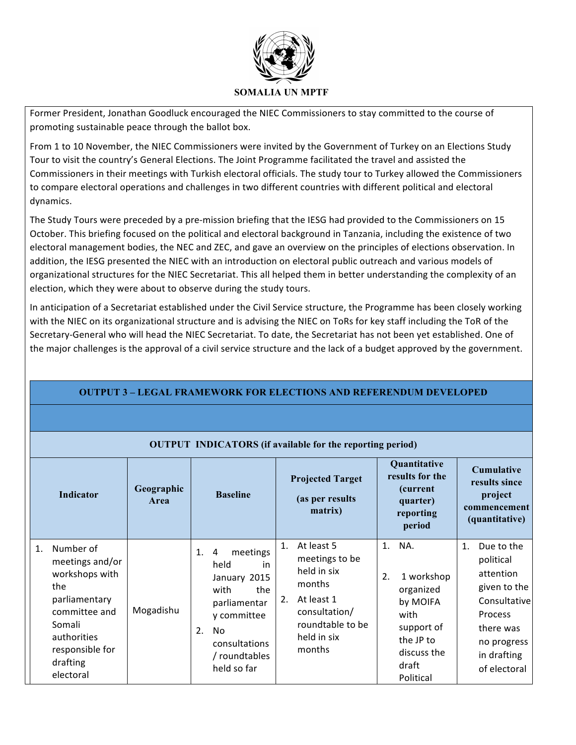Former President, Jonathan Goodluck encouraged the NIEC Commissioners to stay committed to the course of promoting sustainable peace through the ballot box.

From 1 to 10 November, the NIEC Commissioners were invited by the Government of Turkey on an Elections Study Tour to visit the country's General Elections. The Joint Programme facilitated the travel and assisted the Commissioners in their meetings with Turkish electoral officials. The study tour to Turkey allowed the Commissioners to compare electoral operations and challenges in two different countries with different political and electoral dynamics.

The Study Tours were preceded by a pre-mission briefing that the IESG had provided to the Commissioners on 15 October. This briefing focused on the political and electoral background in Tanzania, including the existence of two electoral management bodies, the NEC and ZEC, and gave an overview on the principles of elections observation. In addition, the IESG presented the NIEC with an introduction on electoral public outreach and various models of organizational structures for the NIEC Secretariat. This all helped them in better understanding the complexity of an election, which they were about to observe during the study tours.

In anticipation of a Secretariat established under the Civil Service structure, the Programme has been closely working with the NIEC on its organizational structure and is advising the NIEC on ToRs for key staff including the ToR of the Secretary-General who will head the NIEC Secretariat. To date, the Secretariat has not been yet established. One of the major challenges is the approval of a civil service structure and the lack of a budget approved by the government.

**OUTPUT 3 – LEGAL FRAMEWORK FOR ELECTIONS AND REFERENDUM DEVELOPED**

**OUTPUT INDICATORS (if available for the reporting period)**

| Indicator | Geographic Area | Baseline | Projected Target (as per results matrix) | Quantitative results for the (current quarter) reporting period | Cumulative results since project commencement (quantitative) |
|---|---|---|---|---|---|
| 1. Number of meetings and/or workshops with the parliamentary committee and Somali authorities responsible for drafting electoral | Mogadishu | 1. 4 meetings held in January 2015 with the parliamentary committee<br>2. No consultations / roundtables held so far | 1. At least 5 meetings to be held in six months<br>2. At least 1 consultation/ roundtable to be held in six months | 1. NA.<br>2. 1 workshop organized by MOIFA with support of the JP to discuss the draft Political | 1. Due to the political attention given to the Consultative Process there was no progress in drafting of electoral |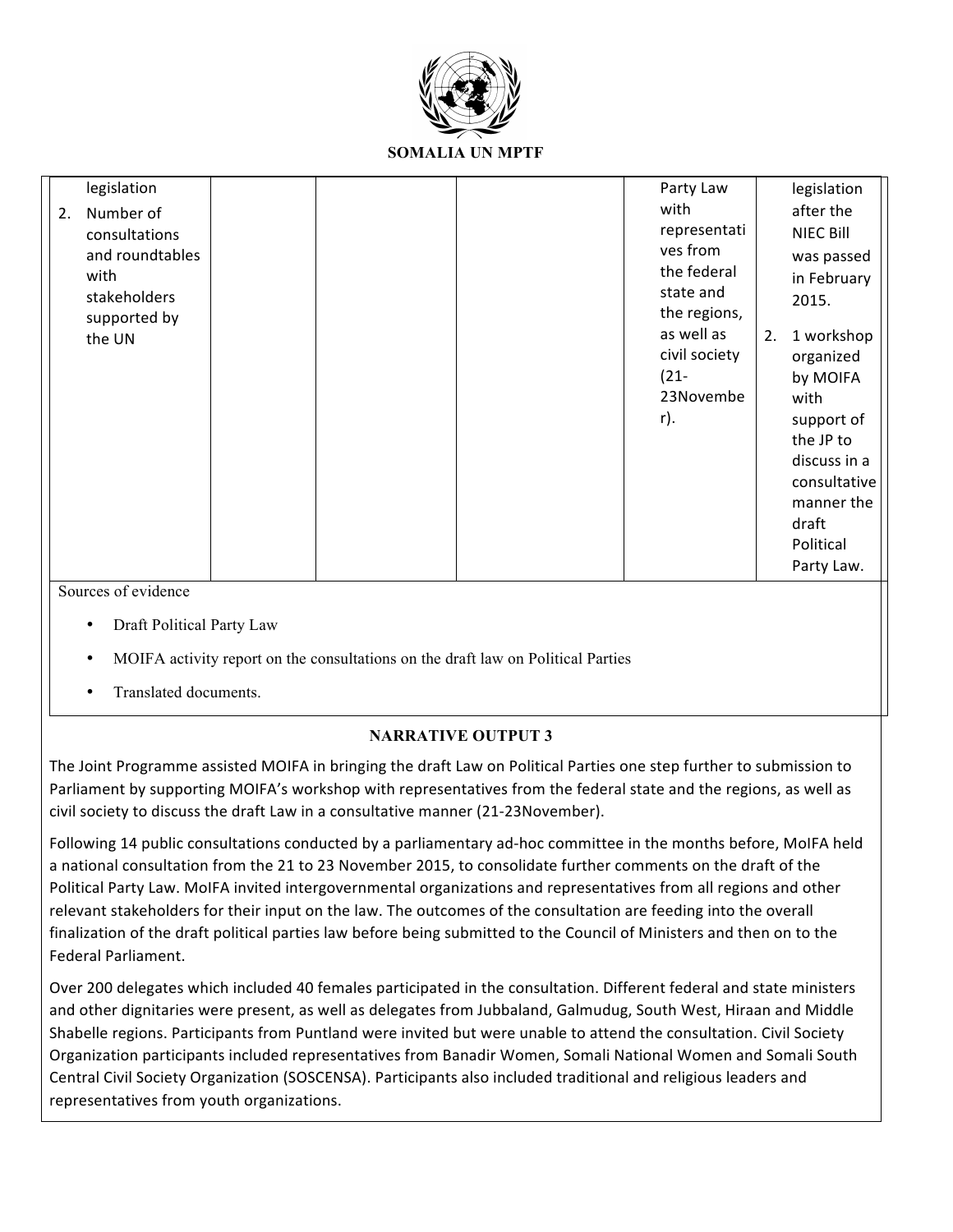| | | | | | |
|---|---|---|---|---|---|
| legislation<br>2. Number of consultations and roundtables with stakeholders supported by the UN | | | | Party Law with representatives from the federal state and the regions, as well as civil society (21-23November). | legislation after the NIEC Bill was passed in February 2015.<br>2. 1 workshop organized by MOIFA with support of the JP to discuss in a consultative manner the draft Political Party Law. |

Sources of evidence

- Draft Political Party Law
- MOIFA activity report on the consultations on the draft law on Political Parties
- Translated documents.

**NARRATIVE OUTPUT 3**

The Joint Programme assisted MOIFA in bringing the draft Law on Political Parties one step further to submission to Parliament by supporting MOIFA's workshop with representatives from the federal state and the regions, as well as civil society to discuss the draft Law in a consultative manner (21-23November).

Following 14 public consultations conducted by a parliamentary ad-hoc committee in the months before, MoIFA held a national consultation from the 21 to 23 November 2015, to consolidate further comments on the draft of the Political Party Law. MoIFA invited intergovernmental organizations and representatives from all regions and other relevant stakeholders for their input on the law. The outcomes of the consultation are feeding into the overall finalization of the draft political parties law before being submitted to the Council of Ministers and then on to the Federal Parliament.

Over 200 delegates which included 40 females participated in the consultation. Different federal and state ministers and other dignitaries were present, as well as delegates from Jubbaland, Galmudug, South West, Hiraan and Middle Shabelle regions. Participants from Puntland were invited but were unable to attend the consultation. Civil Society Organization participants included representatives from Banadir Women, Somali National Women and Somali South Central Civil Society Organization (SOSCENSA). Participants also included traditional and religious leaders and representatives from youth organizations.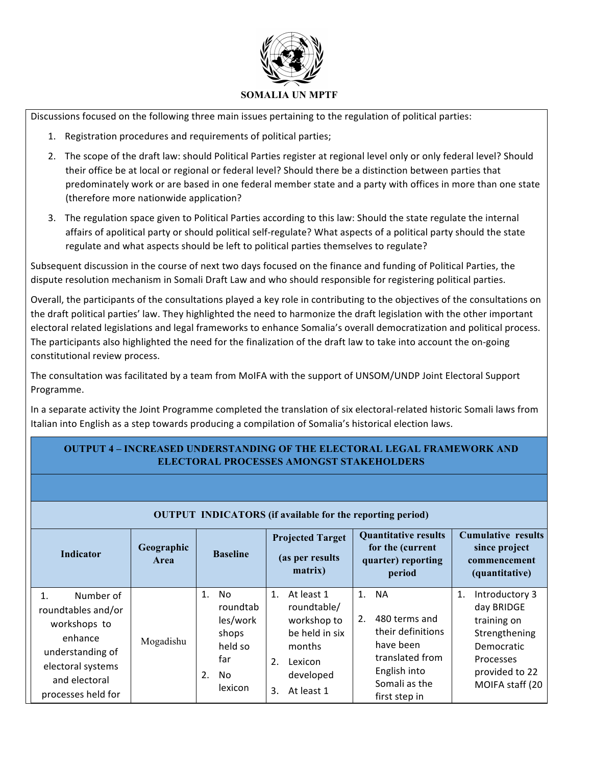Discussions focused on the following three main issues pertaining to the regulation of political parties:

1. Registration procedures and requirements of political parties;
2. The scope of the draft law: should Political Parties register at regional level only or only federal level? Should their office be at local or regional or federal level? Should there be a distinction between parties that predominately work or are based in one federal member state and a party with offices in more than one state (therefore more nationwide application?
3. The regulation space given to Political Parties according to this law: Should the state regulate the internal affairs of apolitical party or should political self-regulate? What aspects of a political party should the state regulate and what aspects should be left to political parties themselves to regulate?

Subsequent discussion in the course of next two days focused on the finance and funding of Political Parties, the dispute resolution mechanism in Somali Draft Law and who should responsible for registering political parties.

Overall, the participants of the consultations played a key role in contributing to the objectives of the consultations on the draft political parties' law. They highlighted the need to harmonize the draft legislation with the other important electoral related legislations and legal frameworks to enhance Somalia's overall democratization and political process. The participants also highlighted the need for the finalization of the draft law to take into account the on-going constitutional review process.

The consultation was facilitated by a team from MoIFA with the support of UNSOM/UNDP Joint Electoral Support Programme.

In a separate activity the Joint Programme completed the translation of six electoral-related historic Somali laws from Italian into English as a step towards producing a compilation of Somalia's historical election laws.

**OUTPUT 4 – INCREASED UNDERSTANDING OF THE ELECTORAL LEGAL FRAMEWORK AND ELECTORAL PROCESSES AMONGST STAKEHOLDERS**

**OUTPUT INDICATORS (if available for the reporting period)**

| Indicator | Geographic Area | Baseline | Projected Target (as per results matrix) | Quantitative results for the (current quarter) reporting period | Cumulative results since project commencement (quantitative) |
|---|---|---|---|---|---|
| 1. Number of roundtables and/or workshops to enhance understanding of electoral systems and electoral processes held for | Mogadishu | 1. No roundtables/workshops held so far<br>2. No lexicon | 1. At least 1 roundtable/ workshop to be held in six months<br>2. Lexicon developed<br>3. At least 1 | 1. NA<br>2. 480 terms and their definitions have been translated from English into Somali as the first step in | 1. Introductory 3 day BRIDGE training on Strengthening Democratic Processes provided to 22 MOIFA staff (20 |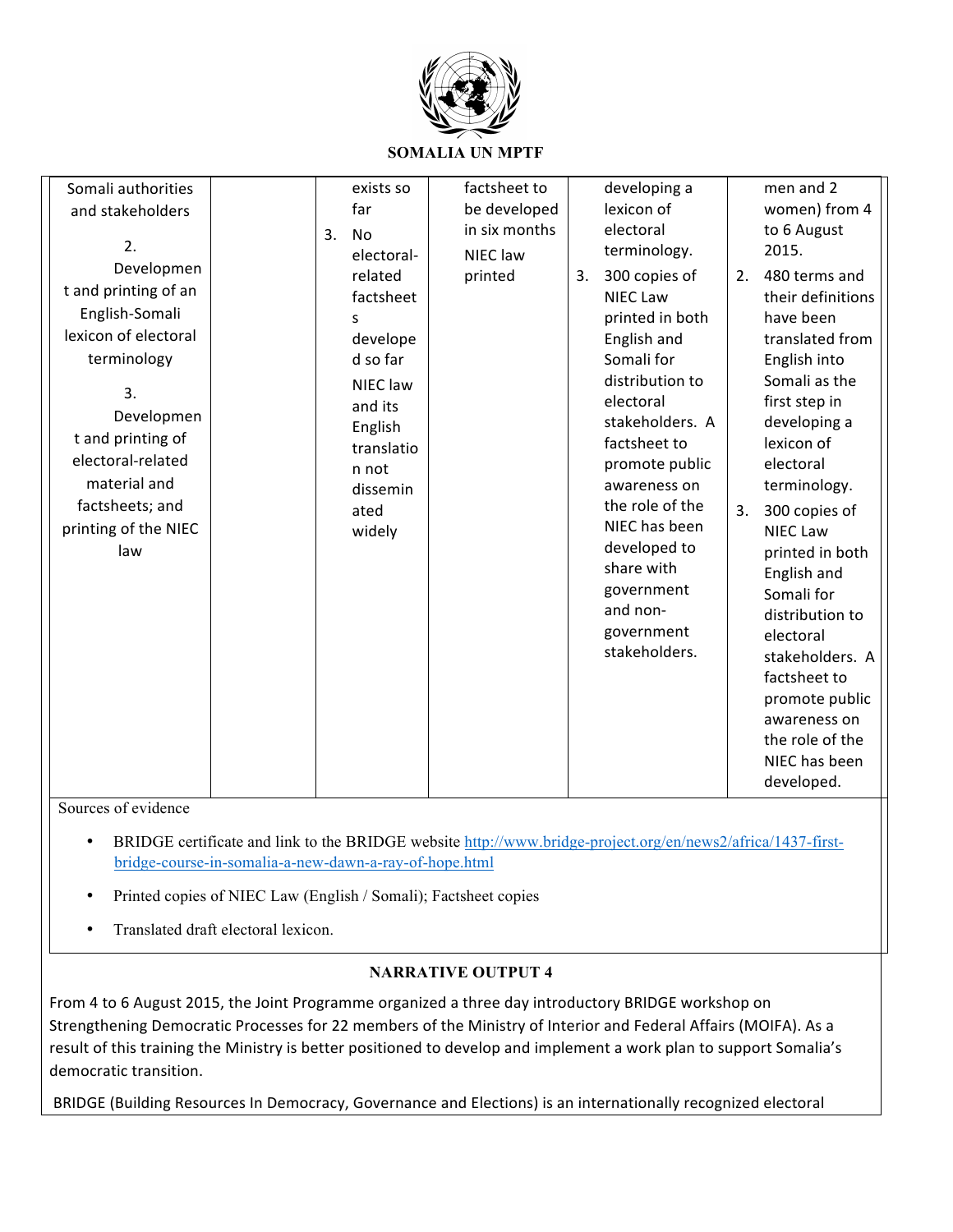SOMALIA UN MPTF

| | | | | | |
|---|---|---|---|---|---|
| Somali authorities and stakeholders<br><br>2. Development and printing of an English-Somali lexicon of electoral terminology<br><br>3. Development and printing of electoral-related material and factsheets; and printing of the NIEC law | | exists so far<br><br>3. No electoral-related factsheets developed so far<br><br>NIEC law and its English translation not disseminated widely | factsheet to be developed in six months<br><br>NIEC law printed | developing a lexicon of electoral terminology.<br><br>3. 300 copies of NIEC Law printed in both English and Somali for distribution to electoral stakeholders. A factsheet to promote public awareness on the role of the NIEC has been developed to share with government and non-government stakeholders. | men and 2 women) from 4 to 6 August 2015.<br><br>2. 480 terms and their definitions have been translated from English into Somali as the first step in developing a lexicon of electoral terminology.<br><br>3. 300 copies of NIEC Law printed in both English and Somali for distribution to electoral stakeholders. A factsheet to promote public awareness on the role of the NIEC has been developed. |

Sources of evidence

- BRIDGE certificate and link to the BRIDGE website http://www.bridge-project.org/en/news2/africa/1437-first-bridge-course-in-somalia-a-new-dawn-a-ray-of-hope.html
- Printed copies of NIEC Law (English / Somali); Factsheet copies
- Translated draft electoral lexicon.

**NARRATIVE OUTPUT 4**

From 4 to 6 August 2015, the Joint Programme organized a three day introductory BRIDGE workshop on Strengthening Democratic Processes for 22 members of the Ministry of Interior and Federal Affairs (MOIFA). As a result of this training the Ministry is better positioned to develop and implement a work plan to support Somalia's democratic transition.

BRIDGE (Building Resources In Democracy, Governance and Elections) is an internationally recognized electoral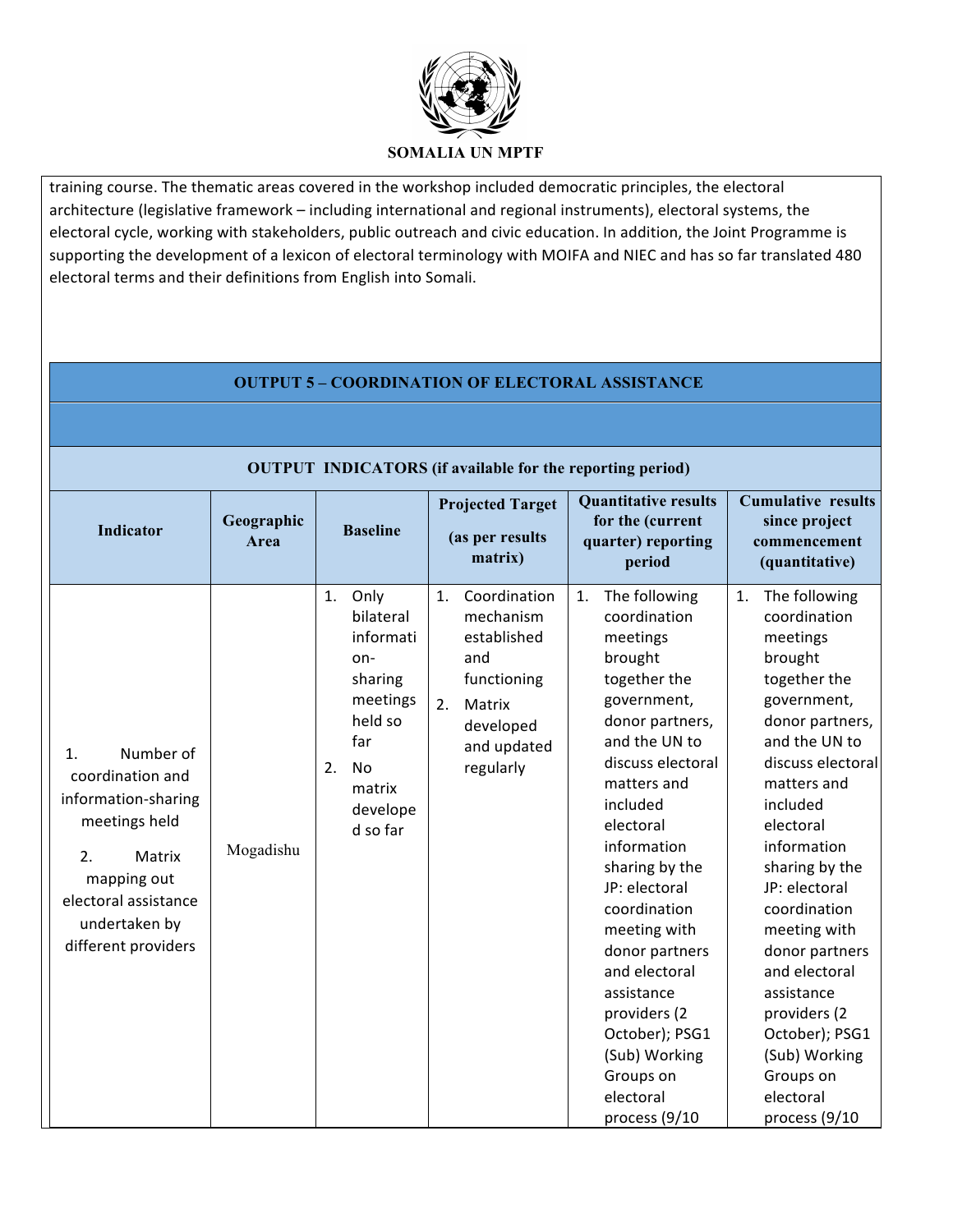training course. The thematic areas covered in the workshop included democratic principles, the electoral architecture (legislative framework – including international and regional instruments), electoral systems, the electoral cycle, working with stakeholders, public outreach and civic education. In addition, the Joint Programme is supporting the development of a lexicon of electoral terminology with MOIFA and NIEC and has so far translated 480 electoral terms and their definitions from English into Somali.

## OUTPUT 5 – COORDINATION OF ELECTORAL ASSISTANCE

**OUTPUT INDICATORS (if available for the reporting period)**

| Indicator | Geographic Area | Baseline | Projected Target (as per results matrix) | Quantitative results for the (current quarter) reporting period | Cumulative results since project commencement (quantitative) |
|---|---|---|---|---|---|
| 1. Number of coordination and information-sharing meetings held<br>2. Matrix mapping out electoral assistance undertaken by different providers | Mogadishu | 1. Only bilateral information-sharing meetings held so far<br>2. No matrix developed so far | 1. Coordination mechanism established and functioning<br>2. Matrix developed and updated regularly | 1. The following coordination meetings brought together the government, donor partners, and the UN to discuss electoral matters and included electoral information sharing by the JP: electoral coordination meeting with donor partners and electoral assistance providers (2 October); PSG1 (Sub) Working Groups on electoral process (9/10 | 1. The following coordination meetings brought together the government, donor partners, and the UN to discuss electoral matters and included electoral information sharing by the JP: electoral coordination meeting with donor partners and electoral assistance providers (2 October); PSG1 (Sub) Working Groups on electoral process (9/10 |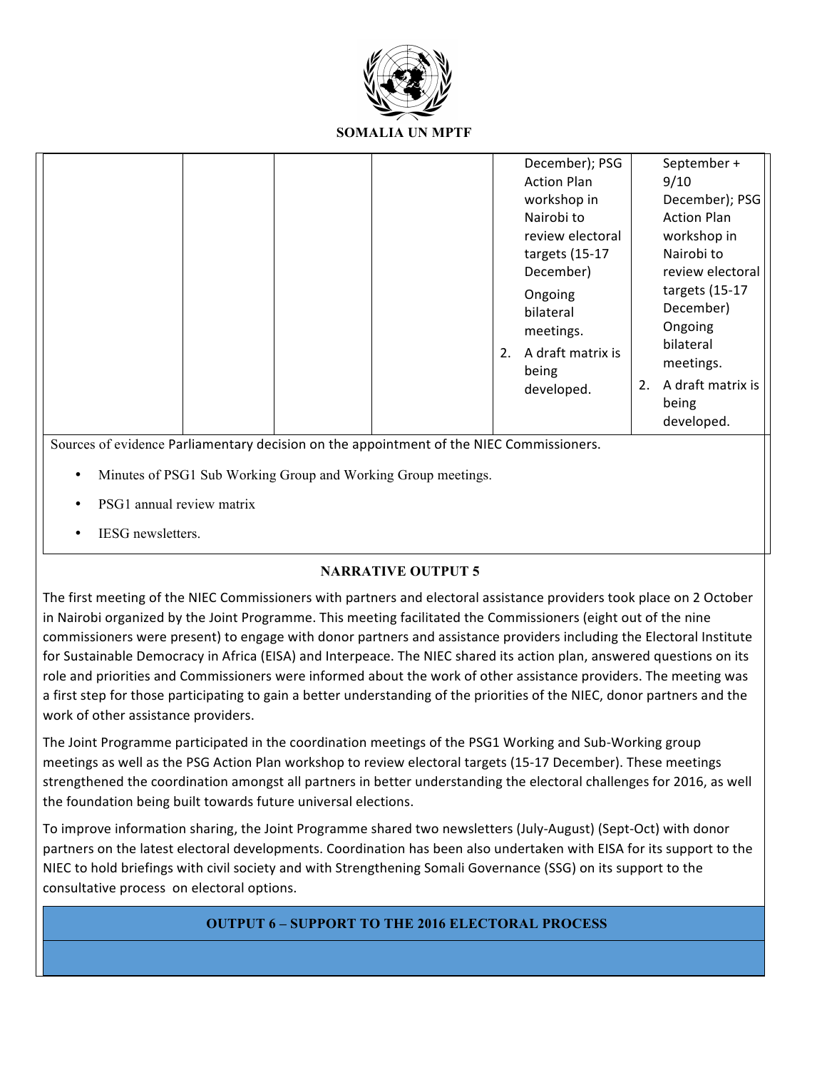|  |  |  |  | December); PSG Action Plan workshop in Nairobi to review electoral targets (15-17 December)<br><br>Ongoing bilateral meetings.<br><br>2. A draft matrix is being developed. | September + 9/10 December); PSG Action Plan workshop in Nairobi to review electoral targets (15-17 December)<br><br>Ongoing bilateral meetings.<br><br>2. A draft matrix is being developed. |
|---|---|---|---|---|---|

Sources of evidence Parliamentary decision on the appointment of the NIEC Commissioners.

- Minutes of PSG1 Sub Working Group and Working Group meetings.
- PSG1 annual review matrix
- IESG newsletters.

**NARRATIVE OUTPUT 5**

The first meeting of the NIEC Commissioners with partners and electoral assistance providers took place on 2 October in Nairobi organized by the Joint Programme. This meeting facilitated the Commissioners (eight out of the nine commissioners were present) to engage with donor partners and assistance providers including the Electoral Institute for Sustainable Democracy in Africa (EISA) and Interpeace. The NIEC shared its action plan, answered questions on its role and priorities and Commissioners were informed about the work of other assistance providers. The meeting was a first step for those participating to gain a better understanding of the priorities of the NIEC, donor partners and the work of other assistance providers.

The Joint Programme participated in the coordination meetings of the PSG1 Working and Sub-Working group meetings as well as the PSG Action Plan workshop to review electoral targets (15-17 December). These meetings strengthened the coordination amongst all partners in better understanding the electoral challenges for 2016, as well the foundation being built towards future universal elections.

To improve information sharing, the Joint Programme shared two newsletters (July-August) (Sept-Oct) with donor partners on the latest electoral developments. Coordination has been also undertaken with EISA for its support to the NIEC to hold briefings with civil society and with Strengthening Somali Governance (SSG) on its support to the consultative process on electoral options.

**OUTPUT 6 – SUPPORT TO THE 2016 ELECTORAL PROCESS**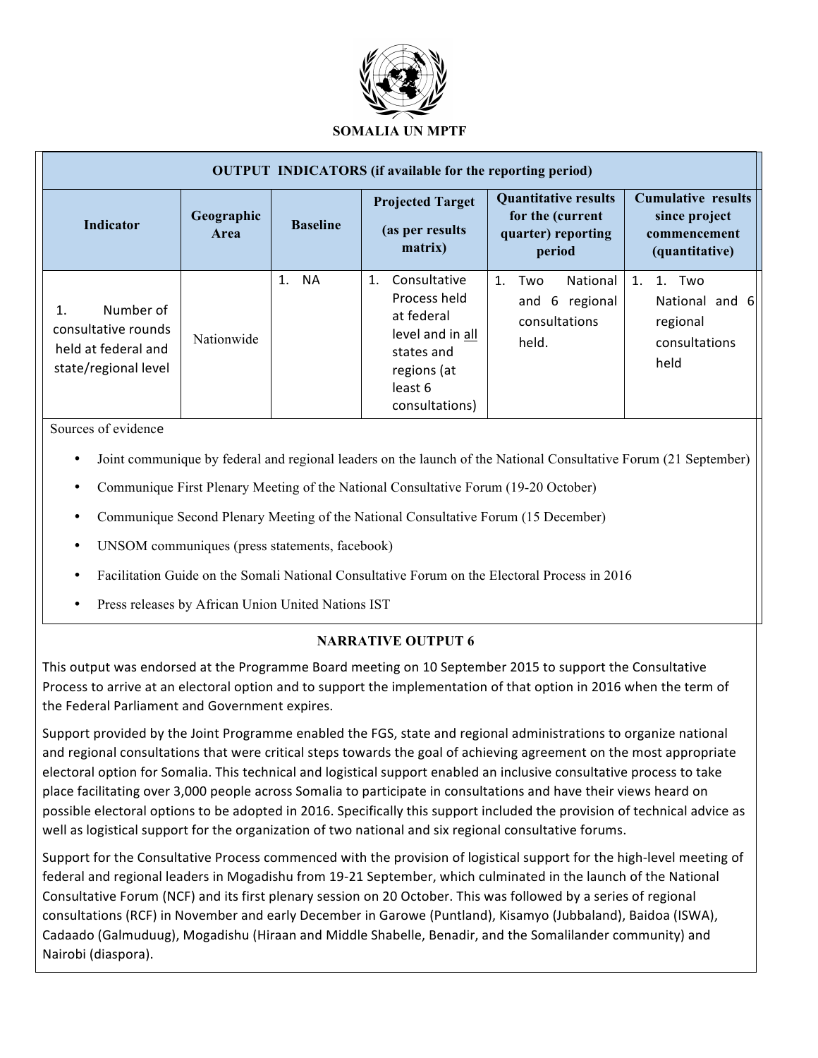**SOMALIA UN MPTF**

| OUTPUT INDICATORS (if available for the reporting period) | | | | | |
|---|---|---|---|---|---|
| **Indicator** | **Geographic Area** | **Baseline** | **Projected Target (as per results matrix)** | **Quantitative results for the (current quarter) reporting period** | **Cumulative results since project commencement (quantitative)** |
| 1. Number of consultative rounds held at federal and state/regional level | Nationwide | 1. NA | 1. Consultative Process held at federal level and in <u>all</u> states and regions (at least 6 consultations) | 1. Two National and 6 regional consultations held. | 1. 1. Two National and 6 regional consultations held |

Sources of evidence

- Joint communique by federal and regional leaders on the launch of the National Consultative Forum (21 September)
- Communique First Plenary Meeting of the National Consultative Forum (19-20 October)
- Communique Second Plenary Meeting of the National Consultative Forum (15 December)
- UNSOM communiques (press statements, facebook)
- Facilitation Guide on the Somali National Consultative Forum on the Electoral Process in 2016
- Press releases by African Union United Nations IST

**NARRATIVE OUTPUT 6**

This output was endorsed at the Programme Board meeting on 10 September 2015 to support the Consultative Process to arrive at an electoral option and to support the implementation of that option in 2016 when the term of the Federal Parliament and Government expires.

Support provided by the Joint Programme enabled the FGS, state and regional administrations to organize national and regional consultations that were critical steps towards the goal of achieving agreement on the most appropriate electoral option for Somalia. This technical and logistical support enabled an inclusive consultative process to take place facilitating over 3,000 people across Somalia to participate in consultations and have their views heard on possible electoral options to be adopted in 2016. Specifically this support included the provision of technical advice as well as logistical support for the organization of two national and six regional consultative forums.

Support for the Consultative Process commenced with the provision of logistical support for the high-level meeting of federal and regional leaders in Mogadishu from 19-21 September, which culminated in the launch of the National Consultative Forum (NCF) and its first plenary session on 20 October. This was followed by a series of regional consultations (RCF) in November and early December in Garowe (Puntland), Kisamyo (Jubbaland), Baidoa (ISWA), Cadaado (Galmuduug), Mogadishu (Hiraan and Middle Shabelle, Benadir, and the Somalilander community) and Nairobi (diaspora).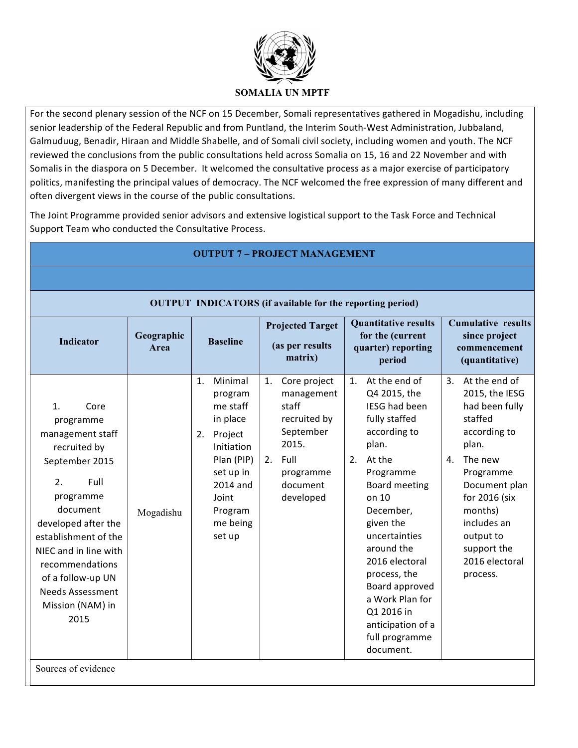For the second plenary session of the NCF on 15 December, Somali representatives gathered in Mogadishu, including senior leadership of the Federal Republic and from Puntland, the Interim South-West Administration, Jubbaland, Galmuduug, Benadir, Hiraan and Middle Shabelle, and of Somali civil society, including women and youth. The NCF reviewed the conclusions from the public consultations held across Somalia on 15, 16 and 22 November and with Somalis in the diaspora on 5 December. It welcomed the consultative process as a major exercise of participatory politics, manifesting the principal values of democracy. The NCF welcomed the free expression of many different and often divergent views in the course of the public consultations.

The Joint Programme provided senior advisors and extensive logistical support to the Task Force and Technical Support Team who conducted the Consultative Process.

**OUTPUT 7 – PROJECT MANAGEMENT**

**OUTPUT INDICATORS (if available for the reporting period)**

| Indicator | Geographic Area | Baseline | Projected Target (as per results matrix) | Quantitative results for the (current quarter) reporting period | Cumulative results since project commencement (quantitative) |
|---|---|---|---|---|---|
| 1. Core programme management staff recruited by September 2015<br><br>2. Full programme document developed after the establishment of the NIEC and in line with recommendations of a follow-up UN Needs Assessment Mission (NAM) in 2015 | Mogadishu | 1. Minimal programme staff in place<br>2. Project Initiation Plan (PIP) set up in 2014 and Joint Programme being set up | 1. Core project management staff recruited by September 2015.<br>2. Full programme document developed | 1. At the end of Q4 2015, the IESG had been fully staffed according to plan.<br>2. At the Programme Board meeting on 10 December, given the uncertainties around the 2016 electoral process, the Board approved a Work Plan for Q1 2016 in anticipation of a full programme document. | 3. At the end of 2015, the IESG had been fully staffed according to plan.<br>4. The new Programme Document plan for 2016 (six months) includes an output to support the 2016 electoral process. |

Sources of evidence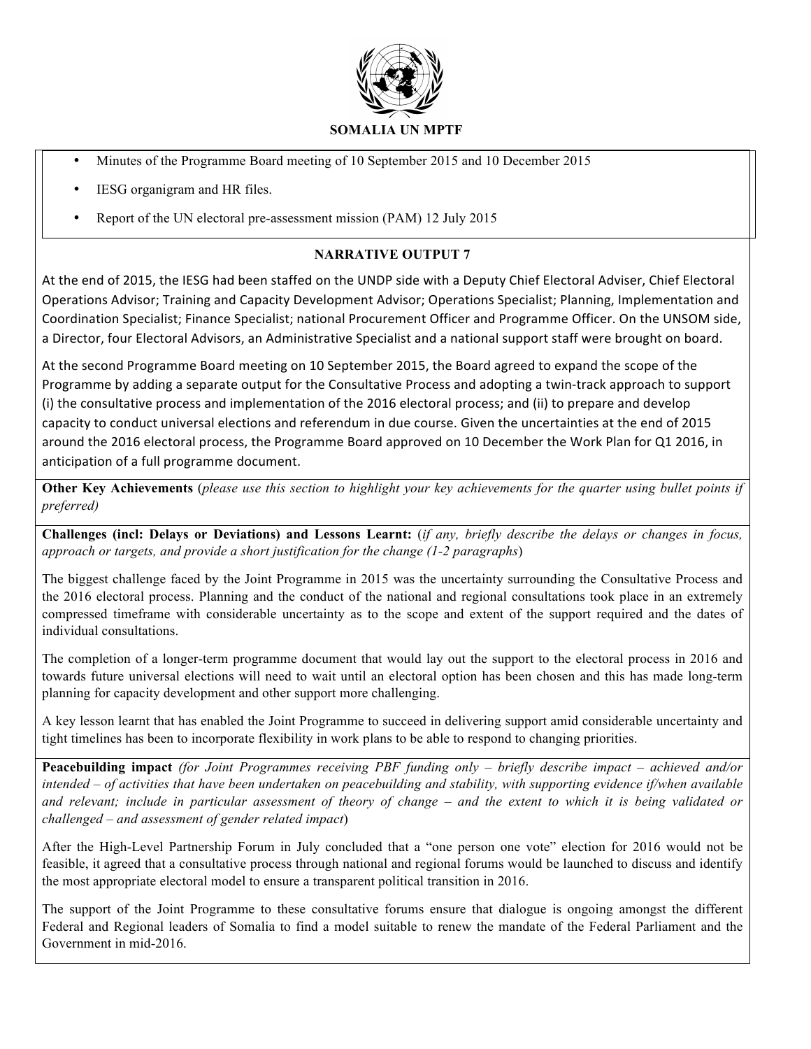- Minutes of the Programme Board meeting of 10 September 2015 and 10 December 2015
- IESG organigram and HR files.
- Report of the UN electoral pre-assessment mission (PAM) 12 July 2015

## NARRATIVE OUTPUT 7

At the end of 2015, the IESG had been staffed on the UNDP side with a Deputy Chief Electoral Adviser, Chief Electoral Operations Advisor; Training and Capacity Development Advisor; Operations Specialist; Planning, Implementation and Coordination Specialist; Finance Specialist; national Procurement Officer and Programme Officer. On the UNSOM side, a Director, four Electoral Advisors, an Administrative Specialist and a national support staff were brought on board.

At the second Programme Board meeting on 10 September 2015, the Board agreed to expand the scope of the Programme by adding a separate output for the Consultative Process and adopting a twin-track approach to support (i) the consultative process and implementation of the 2016 electoral process; and (ii) to prepare and develop capacity to conduct universal elections and referendum in due course. Given the uncertainties at the end of 2015 around the 2016 electoral process, the Programme Board approved on 10 December the Work Plan for Q1 2016, in anticipation of a full programme document.

**Other Key Achievements** (*please use this section to highlight your key achievements for the quarter using bullet points if preferred*)

**Challenges (incl: Delays or Deviations) and Lessons Learnt:** (*if any, briefly describe the delays or changes in focus, approach or targets, and provide a short justification for the change (1-2 paragraphs*)

The biggest challenge faced by the Joint Programme in 2015 was the uncertainty surrounding the Consultative Process and the 2016 electoral process. Planning and the conduct of the national and regional consultations took place in an extremely compressed timeframe with considerable uncertainty as to the scope and extent of the support required and the dates of individual consultations.

The completion of a longer-term programme document that would lay out the support to the electoral process in 2016 and towards future universal elections will need to wait until an electoral option has been chosen and this has made long-term planning for capacity development and other support more challenging.

A key lesson learnt that has enabled the Joint Programme to succeed in delivering support amid considerable uncertainty and tight timelines has been to incorporate flexibility in work plans to be able to respond to changing priorities.

**Peacebuilding impact** *(for Joint Programmes receiving PBF funding only – briefly describe impact – achieved and/or intended – of activities that have been undertaken on peacebuilding and stability, with supporting evidence if/when available and relevant; include in particular assessment of theory of change – and the extent to which it is being validated or challenged – and assessment of gender related impact*)

After the High-Level Partnership Forum in July concluded that a "one person one vote" election for 2016 would not be feasible, it agreed that a consultative process through national and regional forums would be launched to discuss and identify the most appropriate electoral model to ensure a transparent political transition in 2016.

The support of the Joint Programme to these consultative forums ensure that dialogue is ongoing amongst the different Federal and Regional leaders of Somalia to find a model suitable to renew the mandate of the Federal Parliament and the Government in mid-2016.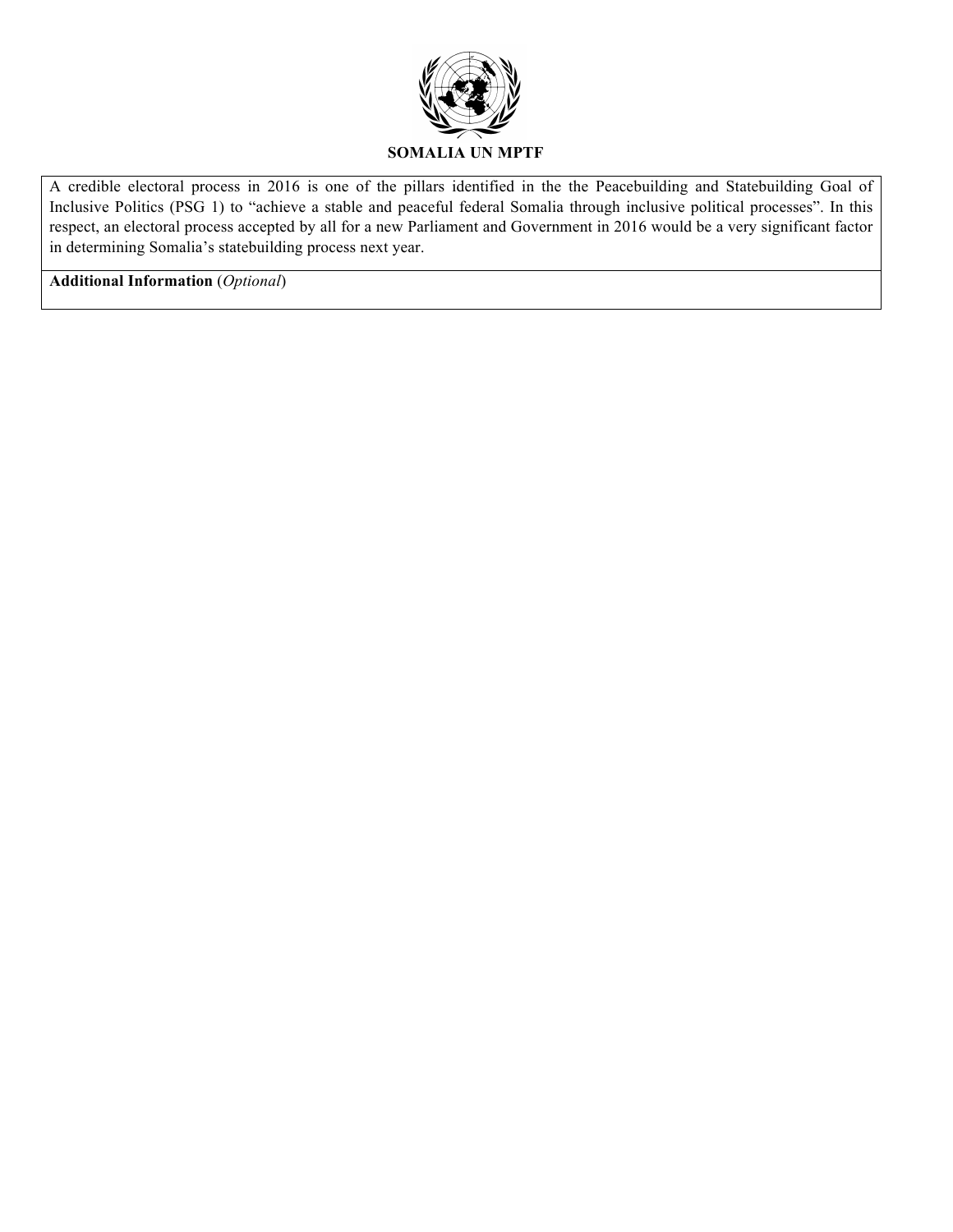**SOMALIA UN MPTF**

| |
|---|
| A credible electoral process in 2016 is one of the pillars identified in the the Peacebuilding and Statebuilding Goal of Inclusive Politics (PSG 1) to "achieve a stable and peaceful federal Somalia through inclusive political processes". In this respect, an electoral process accepted by all for a new Parliament and Government in 2016 would be a very significant factor in determining Somalia's statebuilding process next year. |
| **Additional Information** (*Optional*) |